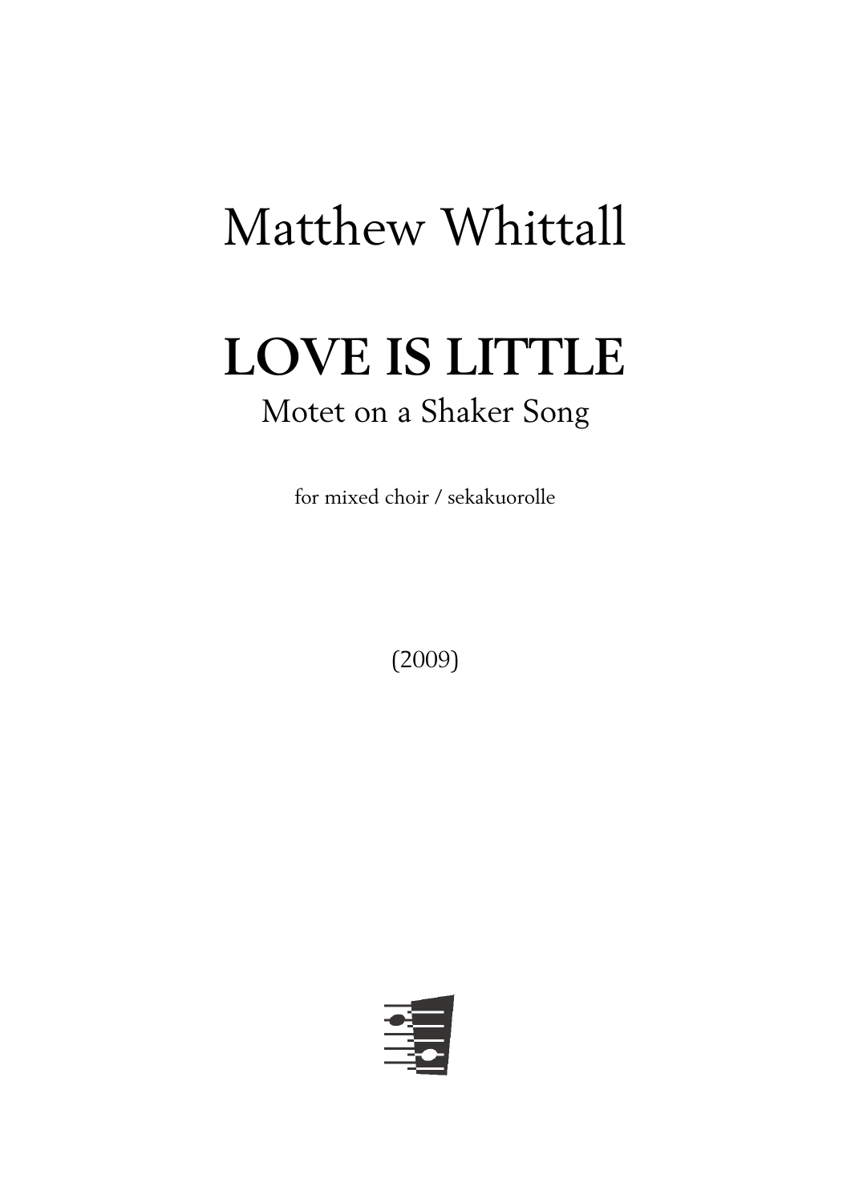# Matthew Whittall

# LOVE IS LITTLE

## Motet on a Shaker Song

for mixed choir / sekakuorolle

(2009)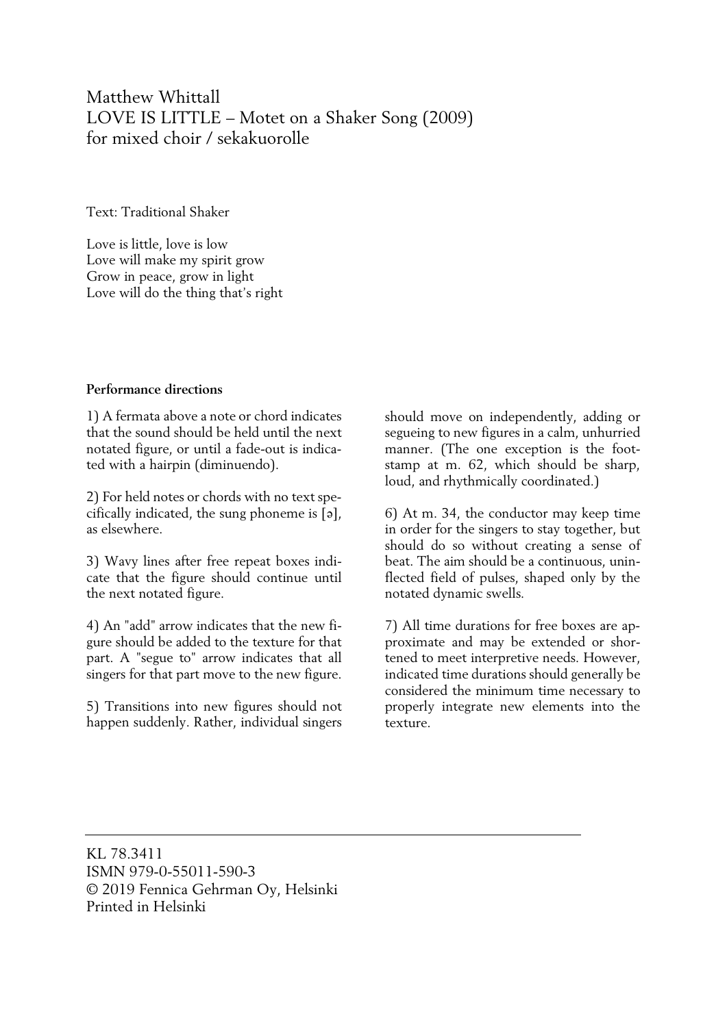Matthew Whittall
LOVE IS LITTLE – Motet on a Shaker Song (2009)
for mixed choir / sekakuorolle

Text: Traditional Shaker

Love is little, love is low
Love will make my spirit grow
Grow in peace, grow in light
Love will do the thing that's right

**Performance directions**

1) A fermata above a note or chord indicates that the sound should be held until the next notated figure, or until a fade-out is indicated with a hairpin (diminuendo).

2) For held notes or chords with no text specifically indicated, the sung phoneme is [ə], as elsewhere.

3) Wavy lines after free repeat boxes indicate that the figure should continue until the next notated figure.

4) An "add" arrow indicates that the new figure should be added to the texture for that part. A "segue to" arrow indicates that all singers for that part move to the new figure.

5) Transitions into new figures should not happen suddenly. Rather, individual singers should move on independently, adding or segueing to new figures in a calm, unhurried manner. (The one exception is the footstamp at m. 62, which should be sharp, loud, and rhythmically coordinated.)

6) At m. 34, the conductor may keep time in order for the singers to stay together, but should do so without creating a sense of beat. The aim should be a continuous, uninflected field of pulses, shaped only by the notated dynamic swells.

7) All time durations for free boxes are approximate and may be extended or shortened to meet interpretive needs. However, indicated time durations should generally be considered the minimum time necessary to properly integrate new elements into the texture.

KL 78.3411
ISMN 979-0-55011-590-3
© 2019 Fennica Gehrman Oy, Helsinki
Printed in Helsinki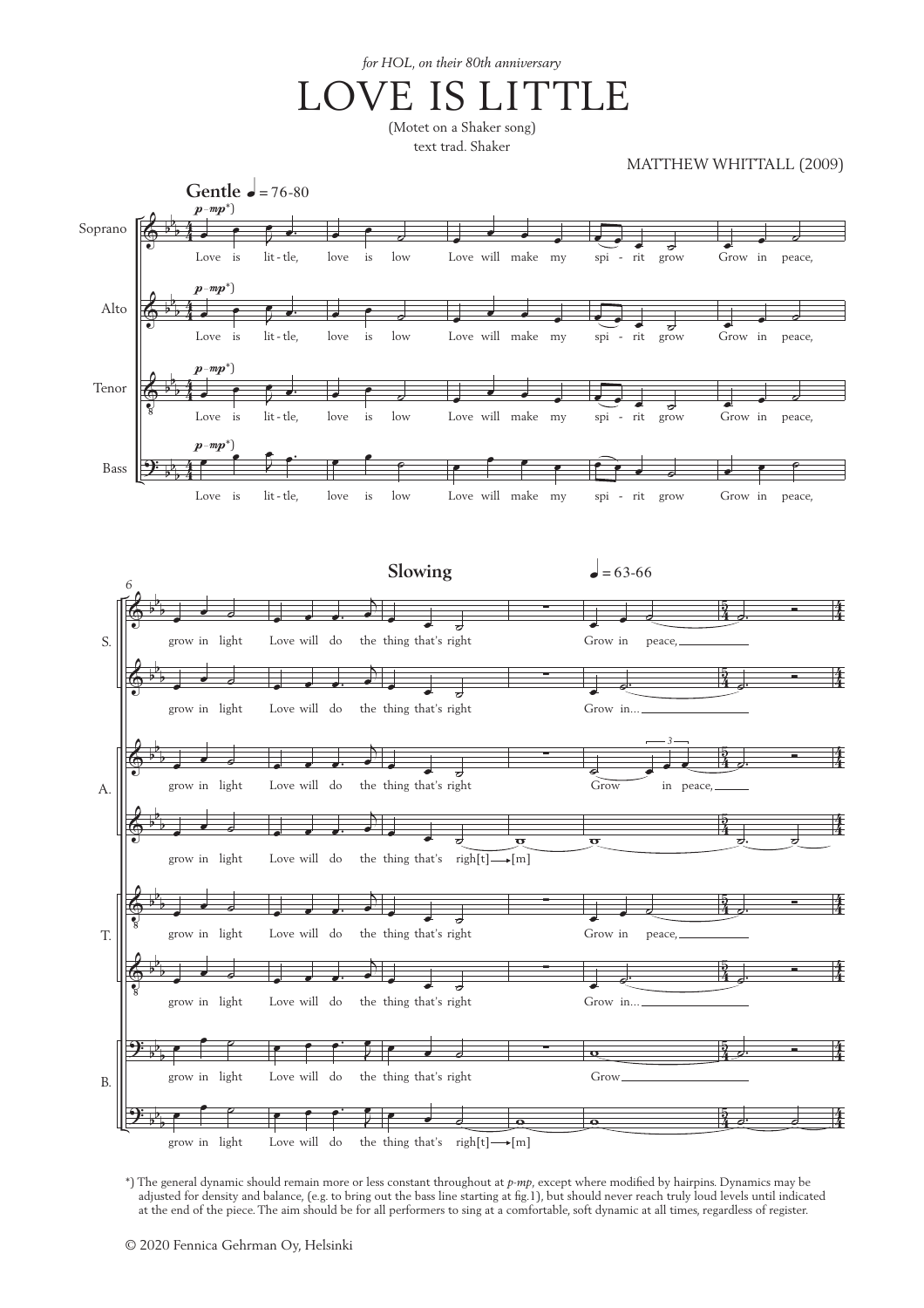*for HOL, on their 80th anniversary*

# LOVE IS LITTLE

(Motet on a Shaker song)

text trad. Shaker

MATTHEW WHITTALL (2009)

**Gentle** ♩ = 76-80

Love is lit - tle, love is low Love will make my spi - rit grow Grow in peace, grow in light Love will do the thing that's right

**Slowing** ♩ = 63-66

Grow in peace,

Grow in...

Grow in peace,

righ[t] ⟶ [m]

Grow

*) The general dynamic should remain more or less constant throughout at *p-mp*, except where modified by hairpins. Dynamics may be adjusted for density and balance, (e.g. to bring out the bass line starting at fig.1), but should never reach truly loud levels until indicated at the end of the piece. The aim should be for all performers to sing at a comfortable, soft dynamic at all times, regardless of register.

© 2020 Fennica Gehrman Oy, Helsinki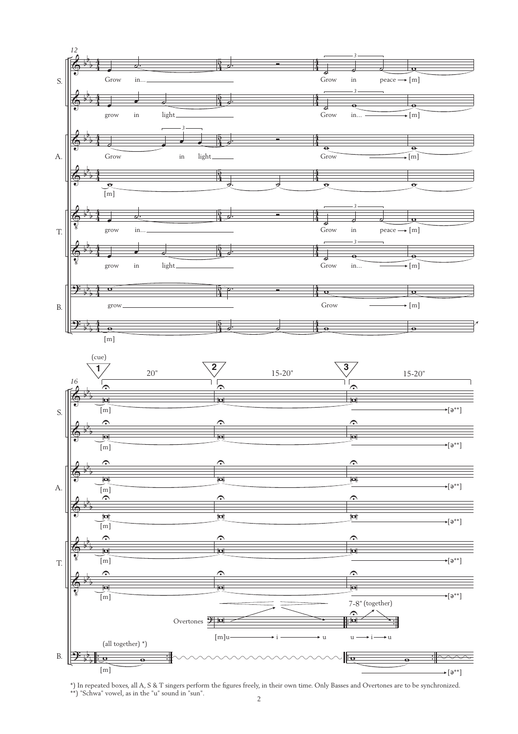*) In repeated boxes, all A, S & T singers perform the figures freely, in their own time. Only Basses and Overtones are to be synchronized.
**) "Schwa" vowel, as in the "u" sound in "sun".